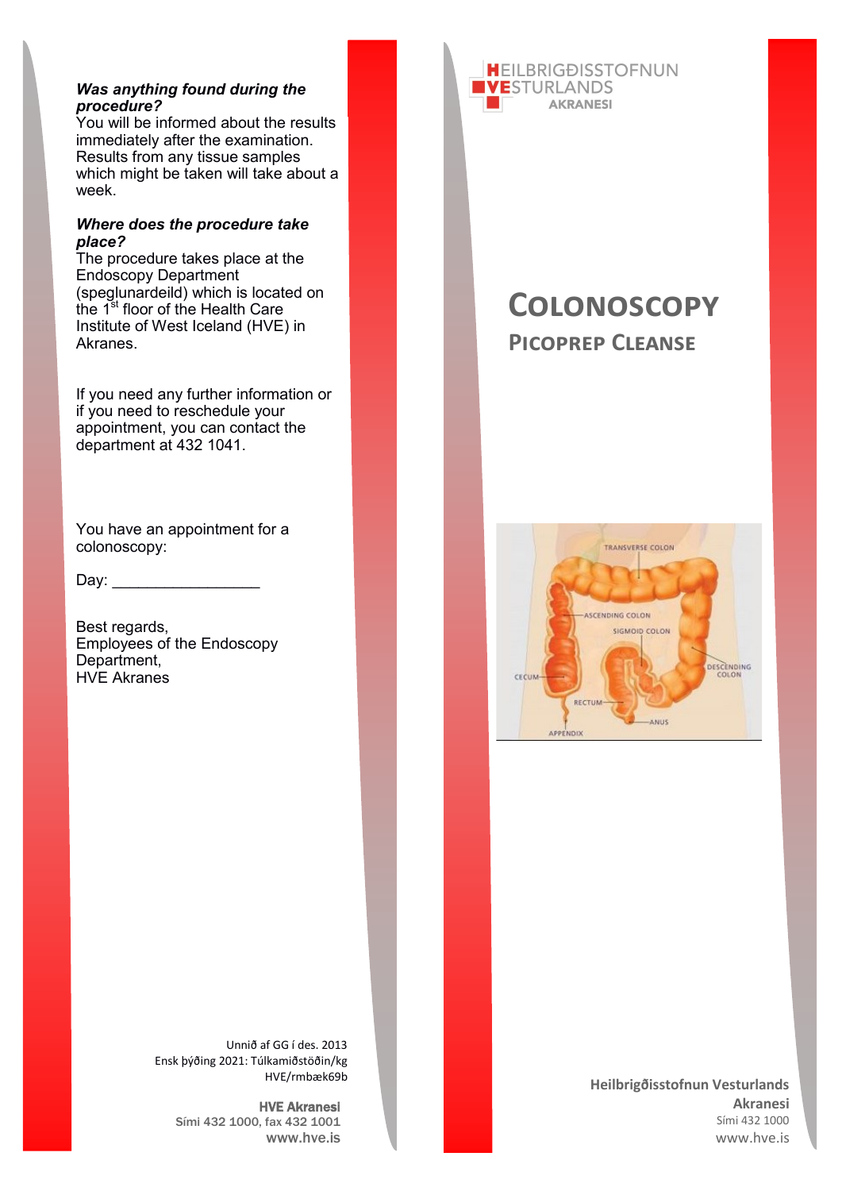***Was anything found during the procedure?***
You will be informed about the results immediately after the examination. Results from any tissue samples which might be taken will take about a week.

***Where does the procedure take place?***
The procedure takes place at the Endoscopy Department (speglunardeild) which is located on the 1st floor of the Health Care Institute of West Iceland (HVE) in Akranes.

If you need any further information or if you need to reschedule your appointment, you can contact the department at 432 1041.

You have an appointment for a colonoscopy:

Day: _________________

Best regards,
Employees of the Endoscopy Department,
HVE Akranes

Unnið af GG í des. 2013
Ensk þýðing 2021: Túlkamiðstöðin/kg
HVE/rmbæk69b

**HVE Akranesi**
Sími 432 1000, fax 432 1001
www.hve.is

HEILBRIGÐISSTOFNUN
VESTURLANDS
AKRANESI

# COLONOSCOPY

## PICOPREP CLEANSE

TRANSVERSE COLON
ASCENDING COLON
SIGMOID COLON
DESCENDING COLON
CECUM
RECTUM
ANUS
APPENDIX

**Heilbrigðisstofnun Vesturlands**
**Akranesi**
Sími 432 1000
www.hve.is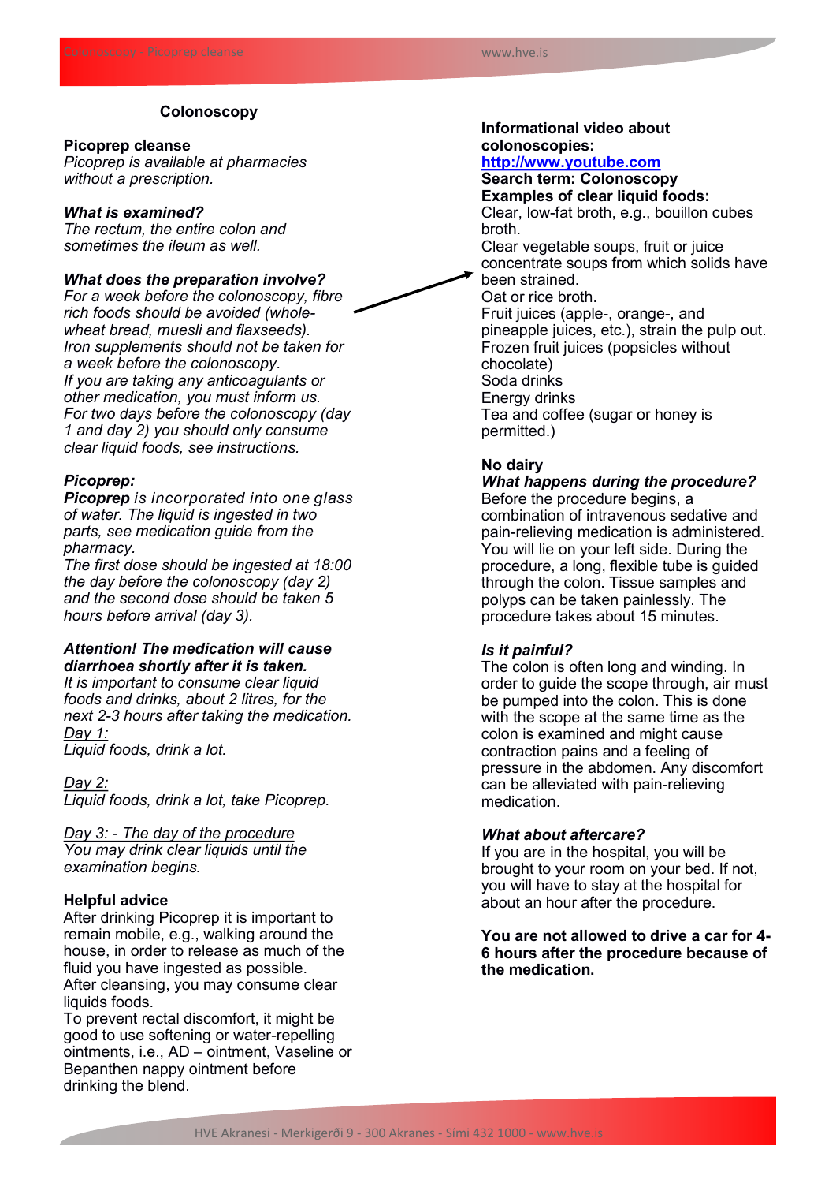## Colonoscopy

### Picoprep cleanse

*Picoprep is available at pharmacies without a prescription.*

***What is examined?***

*The rectum, the entire colon and sometimes the ileum as well.*

***What does the preparation involve?***

*For a week before the colonoscopy, fibre rich foods should be avoided (whole-wheat bread, muesli and flaxseeds).*
*Iron supplements should not be taken for a week before the colonoscopy.*
*If you are taking any anticoagulants or other medication, you must inform us.*
*For two days before the colonoscopy (day 1 and day 2) you should only consume clear liquid foods, see instructions.*

***Picoprep:***

***Picoprep** is incorporated into one glass of water. The liquid is ingested in two parts, see medication guide from the pharmacy.*
*The first dose should be ingested at 18:00 the day before the colonoscopy (day 2) and the second dose should be taken 5 hours before arrival (day 3).*

***Attention! The medication will cause diarrhoea shortly after it is taken.***
*It is important to consume clear liquid foods and drinks, about 2 litres, for the next 2-3 hours after taking the medication.*

*<u>Day 1:</u>*
*Liquid foods, drink a lot.*

*<u>Day 2:</u>*
*Liquid foods, drink a lot, take Picoprep.*

*<u>Day 3: - The day of the procedure</u>*
*You may drink clear liquids until the examination begins.*

**Helpful advice**

After drinking Picoprep it is important to remain mobile, e.g., walking around the house, in order to release as much of the fluid you have ingested as possible.
After cleansing, you may consume clear liquids foods.
To prevent rectal discomfort, it might be good to use softening or water-repelling ointments, i.e., AD – ointment, Vaseline or Bepanthen nappy ointment before drinking the blend.

**Informational video about colonoscopies:**
**http://www.youtube.com**
**Search term: Colonoscopy**

**Examples of clear liquid foods:**

Clear, low-fat broth, e.g., bouillon cubes broth.
Clear vegetable soups, fruit or juice concentrate soups from which solids have been strained.
Oat or rice broth.
Fruit juices (apple-, orange-, and pineapple juices, etc.), strain the pulp out.
Frozen fruit juices (popsicles without chocolate)
Soda drinks
Energy drinks
Tea and coffee (sugar or honey is permitted.)

**No dairy**

***What happens during the procedure?***

Before the procedure begins, a combination of intravenous sedative and pain-relieving medication is administered. You will lie on your left side. During the procedure, a long, flexible tube is guided through the colon. Tissue samples and polyps can be taken painlessly. The procedure takes about 15 minutes.

***Is it painful?***

The colon is often long and winding. In order to guide the scope through, air must be pumped into the colon. This is done with the scope at the same time as the colon is examined and might cause contraction pains and a feeling of pressure in the abdomen. Any discomfort can be alleviated with pain-relieving medication.

***What about aftercare?***

If you are in the hospital, you will be brought to your room on your bed. If not, you will have to stay at the hospital for about an hour after the procedure.

**You are not allowed to drive a car for 4-6 hours after the procedure because of the medication.**